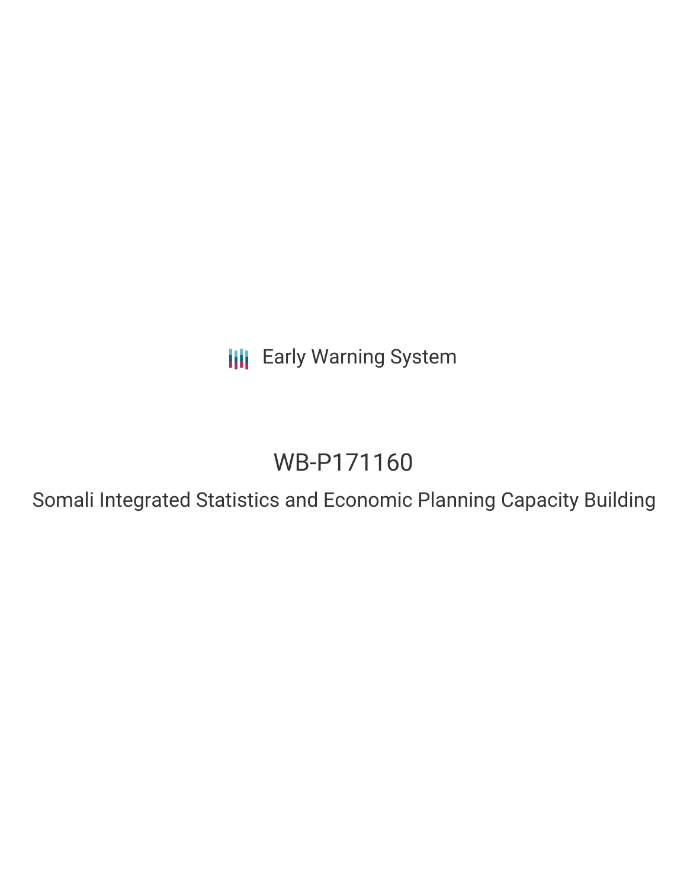Early Warning System

# WB-P171160

## Somali Integrated Statistics and Economic Planning Capacity Building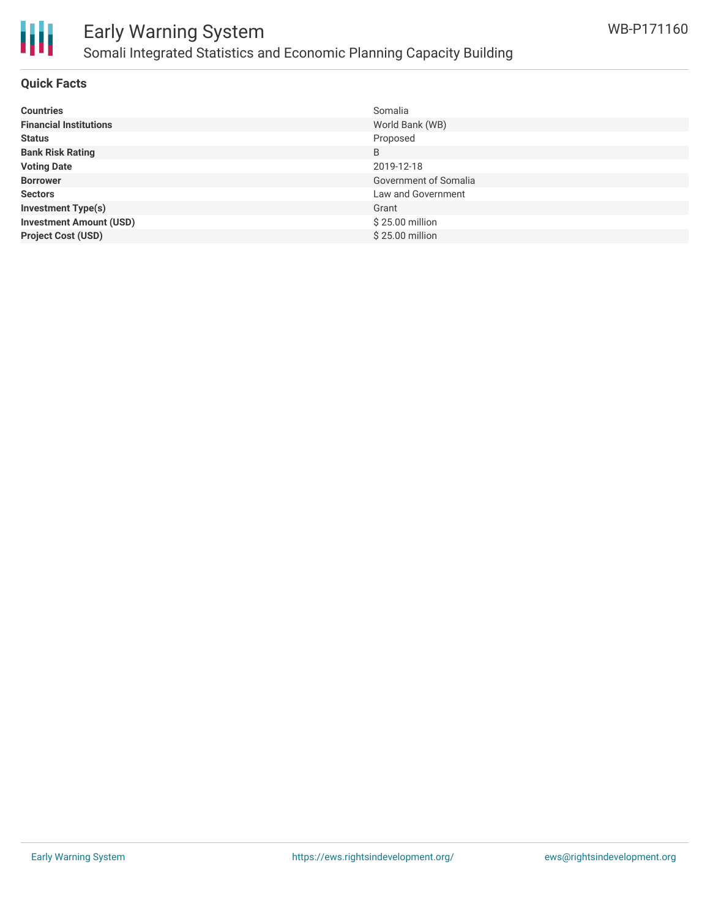# Early Warning System

## Somali Integrated Statistics and Economic Planning Capacity Building

WB-P171160

### Quick Facts

| | |
|---|---|
| **Countries** | Somalia |
| **Financial Institutions** | World Bank (WB) |
| **Status** | Proposed |
| **Bank Risk Rating** | B |
| **Voting Date** | 2019-12-18 |
| **Borrower** | Government of Somalia |
| **Sectors** | Law and Government |
| **Investment Type(s)** | Grant |
| **Investment Amount (USD)** | $ 25.00 million |
| **Project Cost (USD)** | $ 25.00 million |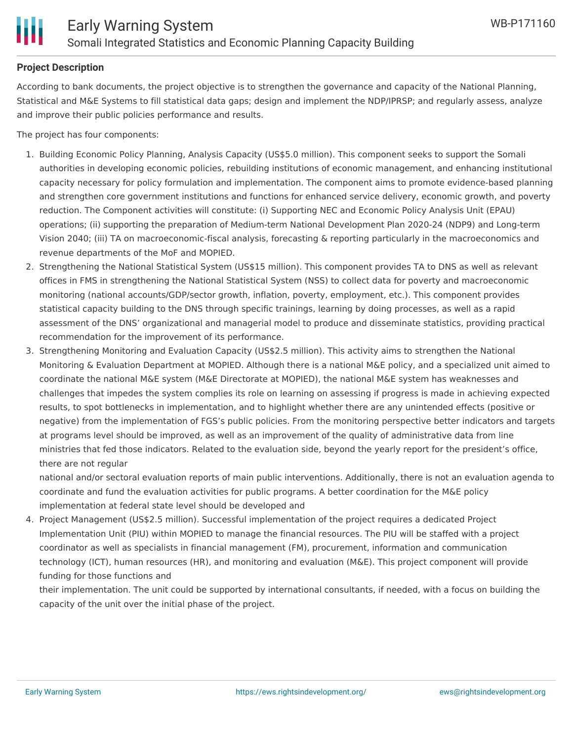**Project Description**

According to bank documents, the project objective is to strengthen the governance and capacity of the National Planning, Statistical and M&E Systems to fill statistical data gaps; design and implement the NDP/IPRSP; and regularly assess, analyze and improve their public policies performance and results.

The project has four components:

1. Building Economic Policy Planning, Analysis Capacity (US$5.0 million). This component seeks to support the Somali authorities in developing economic policies, rebuilding institutions of economic management, and enhancing institutional capacity necessary for policy formulation and implementation. The component aims to promote evidence-based planning and strengthen core government institutions and functions for enhanced service delivery, economic growth, and poverty reduction. The Component activities will constitute: (i) Supporting NEC and Economic Policy Analysis Unit (EPAU) operations; (ii) supporting the preparation of Medium-term National Development Plan 2020-24 (NDP9) and Long-term Vision 2040; (iii) TA on macroeconomic-fiscal analysis, forecasting & reporting particularly in the macroeconomics and revenue departments of the MoF and MOPIED.
2. Strengthening the National Statistical System (US$15 million). This component provides TA to DNS as well as relevant offices in FMS in strengthening the National Statistical System (NSS) to collect data for poverty and macroeconomic monitoring (national accounts/GDP/sector growth, inflation, poverty, employment, etc.). This component provides statistical capacity building to the DNS through specific trainings, learning by doing processes, as well as a rapid assessment of the DNS' organizational and managerial model to produce and disseminate statistics, providing practical recommendation for the improvement of its performance.
3. Strengthening Monitoring and Evaluation Capacity (US$2.5 million). This activity aims to strengthen the National Monitoring & Evaluation Department at MOPIED. Although there is a national M&E policy, and a specialized unit aimed to coordinate the national M&E system (M&E Directorate at MOPIED), the national M&E system has weaknesses and challenges that impedes the system complies its role on learning on assessing if progress is made in achieving expected results, to spot bottlenecks in implementation, and to highlight whether there are any unintended effects (positive or negative) from the implementation of FGS's public policies. From the monitoring perspective better indicators and targets at programs level should be improved, as well as an improvement of the quality of administrative data from line ministries that fed those indicators. Related to the evaluation side, beyond the yearly report for the president's office, there are not regular national and/or sectoral evaluation reports of main public interventions. Additionally, there is not an evaluation agenda to coordinate and fund the evaluation activities for public programs. A better coordination for the M&E policy implementation at federal state level should be developed and
4. Project Management (US$2.5 million). Successful implementation of the project requires a dedicated Project Implementation Unit (PIU) within MOPIED to manage the financial resources. The PIU will be staffed with a project coordinator as well as specialists in financial management (FM), procurement, information and communication technology (ICT), human resources (HR), and monitoring and evaluation (M&E). This project component will provide funding for those functions and their implementation. The unit could be supported by international consultants, if needed, with a focus on building the capacity of the unit over the initial phase of the project.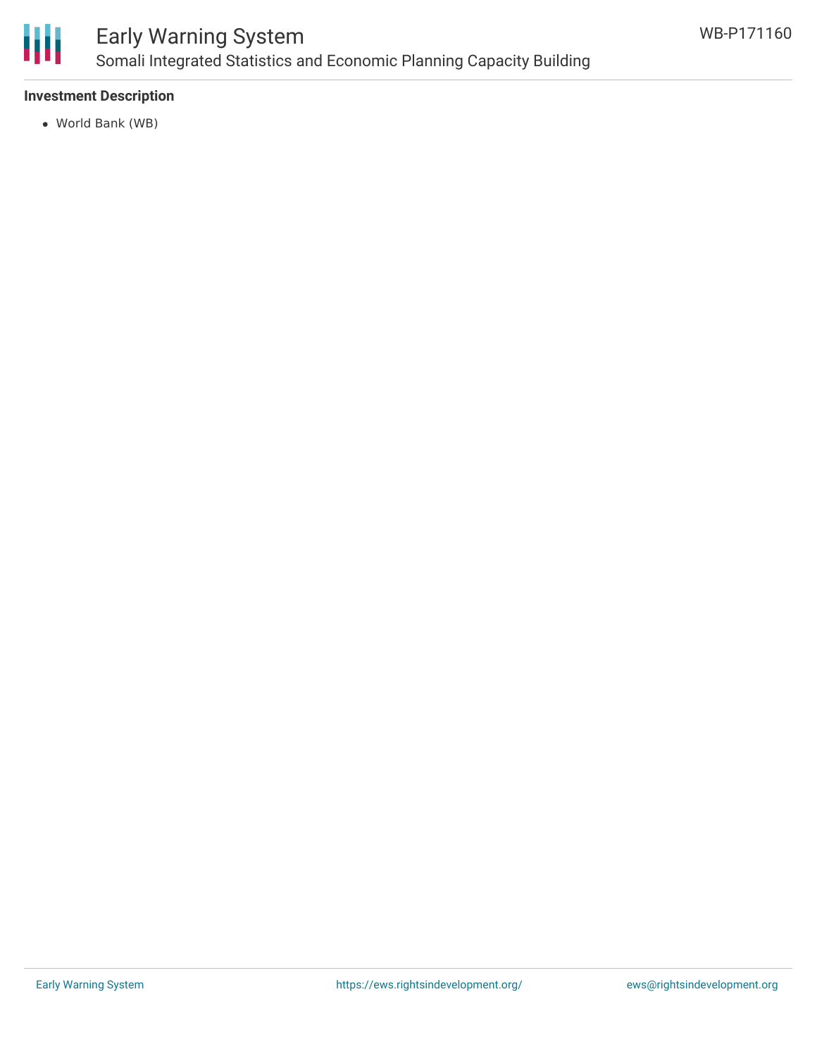**Investment Description**

- World Bank (WB)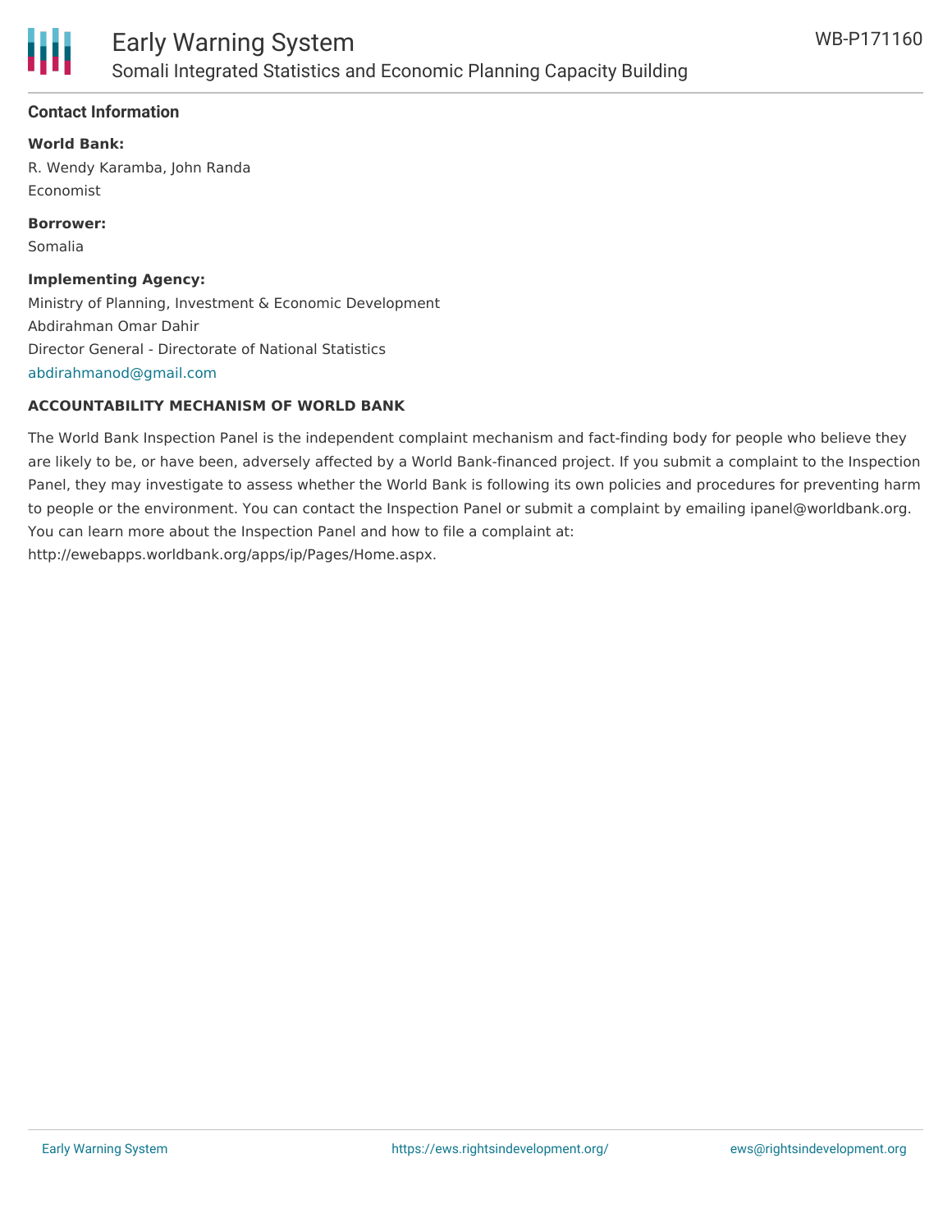## Contact Information

**World Bank:**

R. Wendy Karamba, John Randa
Economist

**Borrower:**

Somalia

**Implementing Agency:**

Ministry of Planning, Investment & Economic Development
Abdirahman Omar Dahir
Director General - Directorate of National Statistics
abdirahmanod@gmail.com

**ACCOUNTABILITY MECHANISM OF WORLD BANK**

The World Bank Inspection Panel is the independent complaint mechanism and fact-finding body for people who believe they are likely to be, or have been, adversely affected by a World Bank-financed project. If you submit a complaint to the Inspection Panel, they may investigate to assess whether the World Bank is following its own policies and procedures for preventing harm to people or the environment. You can contact the Inspection Panel or submit a complaint by emailing ipanel@worldbank.org. You can learn more about the Inspection Panel and how to file a complaint at: http://ewebapps.worldbank.org/apps/ip/Pages/Home.aspx.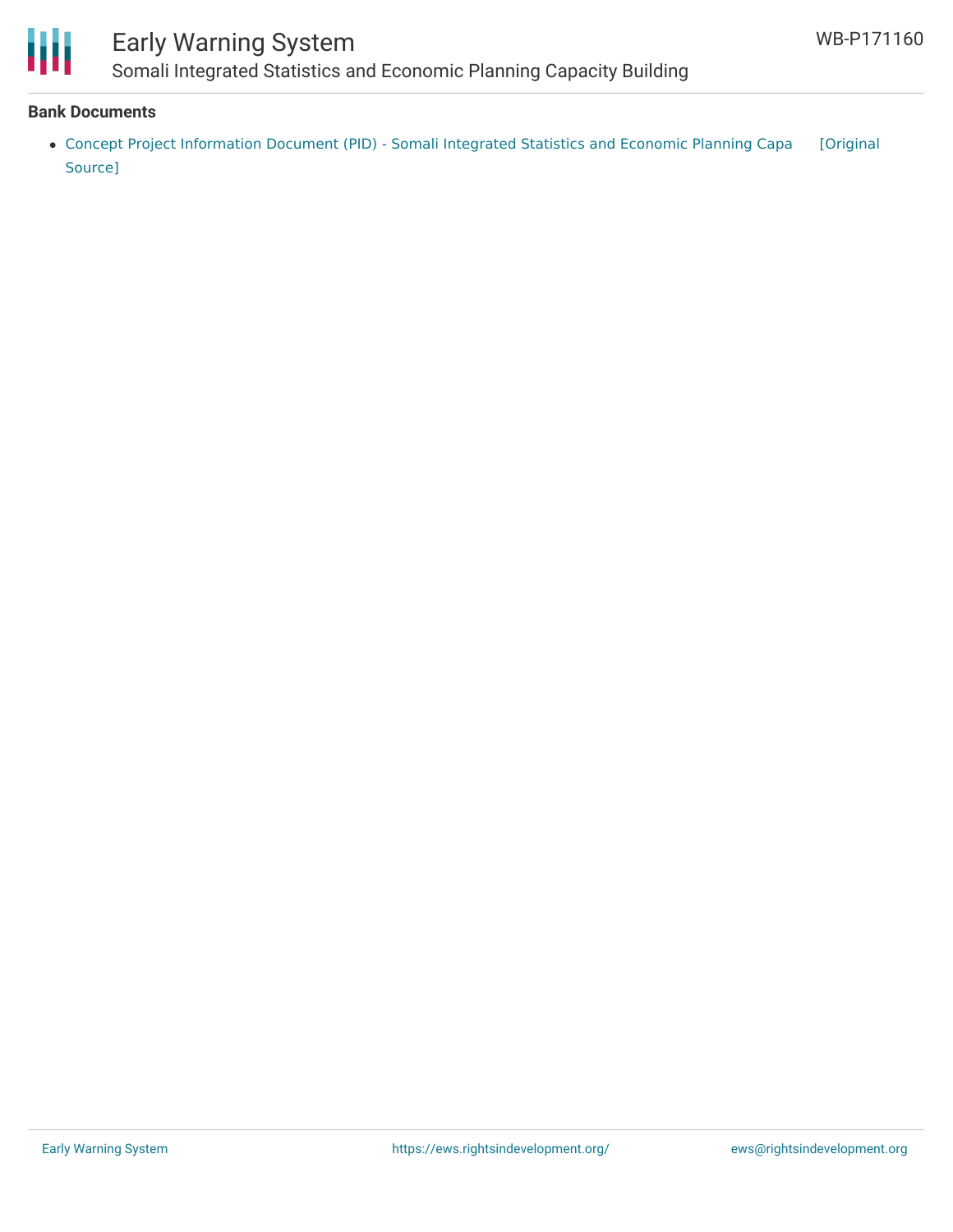**Bank Documents**

- Concept Project Information Document (PID) - Somali Integrated Statistics and Economic Planning Capa [Original Source]